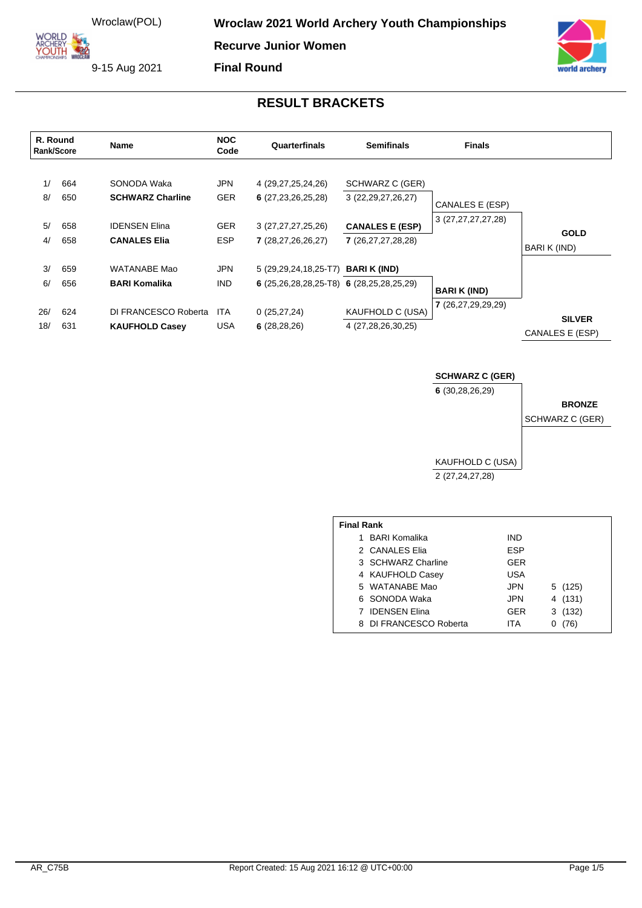Wroclaw(POL)

9-15 Aug 2021

# Wroclaw 2021 World Archery Youth Championships

## Recurve Junior Women

## Final Round

## RESULT BRACKETS

| R. Round Rank/Score | | Name | NOC Code | Quarterfinals | Semifinals | Finals | |
|---|---|---|---|---|---|---|---|
| 1/ | 664 | SONODA Waka | JPN | 4 (29,27,25,24,26) | SCHWARZ C (GER) | | |
| 8/ | 650 | **SCHWARZ Charline** | GER | **6** (27,23,26,25,28) | 3 (22,29,27,26,27) | CANALES E (ESP) | |
| 5/ | 658 | IDENSEN Elina | GER | 3 (27,27,27,25,26) | **CANALES E (ESP)** | 3 (27,27,27,27,28) | **GOLD** |
| 4/ | 658 | **CANALES Elia** | ESP | **7** (28,27,26,26,27) | **7** (26,27,27,28,28) | | BARI K (IND) |
| 3/ | 659 | WATANABE Mao | JPN | 5 (29,29,24,18,25-T7) | **BARI K (IND)** | | |
| 6/ | 656 | **BARI Komalika** | IND | **6** (25,26,28,28,25-T8) | **6** (28,25,28,25,29) | **BARI K (IND)** | |
| 26/ | 624 | DI FRANCESCO Roberta | ITA | 0 (25,27,24) | KAUFHOLD C (USA) | **7** (26,27,29,29,29) | **SILVER** |
| 18/ | 631 | **KAUFHOLD Casey** | USA | **6** (28,28,26) | 4 (27,28,26,30,25) | | CANALES E (ESP) |

| Bronze Match | |
|---|---|
| **SCHWARZ C (GER)** | |
| **6** (30,28,26,29) | **BRONZE** |
| | SCHWARZ C (GER) |
| KAUFHOLD C (USA) | |
| 2 (27,24,27,28) | |

**Final Rank**

| Rank | Name | NOC | | |
|---|---|---|---|---|
| 1 | BARI Komalika | IND | | |
| 2 | CANALES Elia | ESP | | |
| 3 | SCHWARZ Charline | GER | | |
| 4 | KAUFHOLD Casey | USA | | |
| 5 | WATANABE Mao | JPN | 5 | (125) |
| 6 | SONODA Waka | JPN | 4 | (131) |
| 7 | IDENSEN Elina | GER | 3 | (132) |
| 8 | DI FRANCESCO Roberta | ITA | 0 | (76) |

AR_C75B Report Created: 15 Aug 2021 16:12 @ UTC+00:00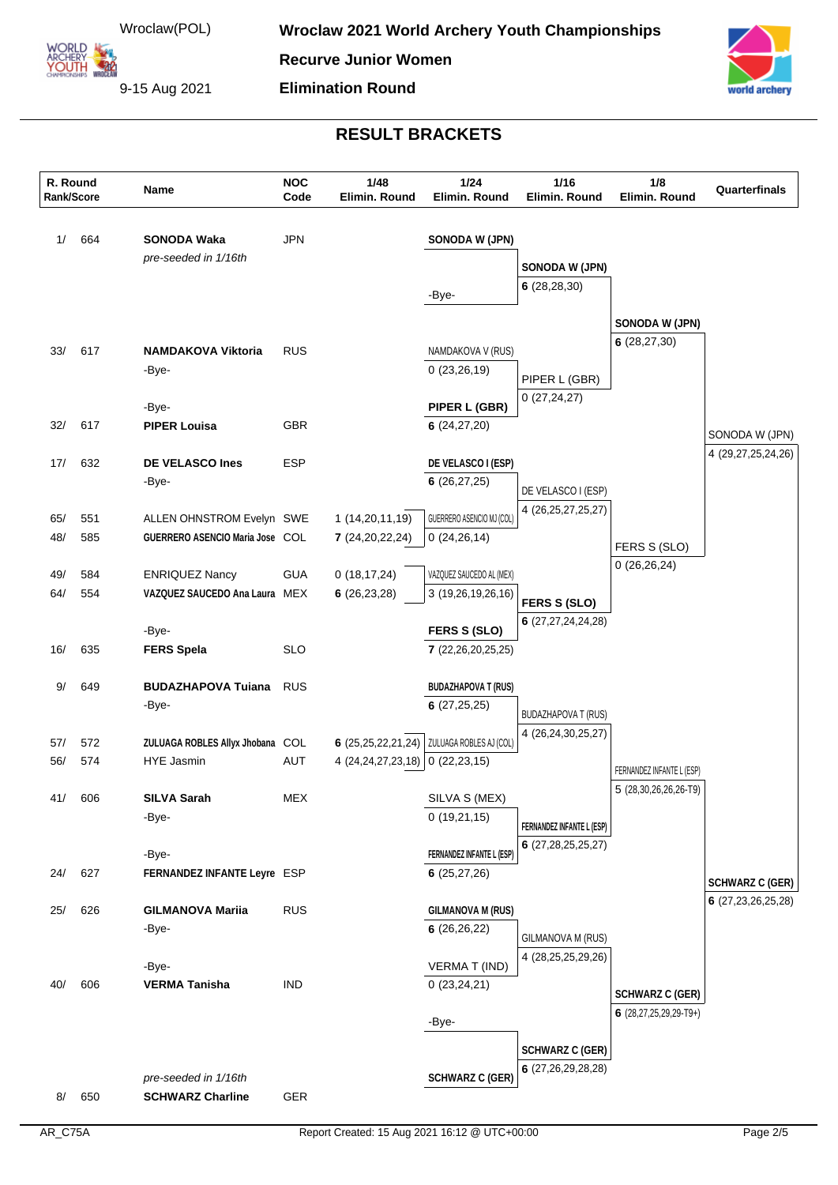Wroclaw(POL)

9-15 Aug 2021

# Wroclaw 2021 World Archery Youth Championships

## Recurve Junior Women

## Elimination Round

## RESULT BRACKETS

| R. Round Rank/Score | Name | NOC Code | 1/48 Elimin. Round | 1/24 Elimin. Round | 1/16 Elimin. Round | 1/8 Elimin. Round | Quarterfinals |
|---|---|---|---|---|---|---|---|
| 1/ 664 | **SONODA Waka** *pre-seeded in 1/16th* | JPN | | **SONODA W (JPN)** | **SONODA W (JPN)** **6** (28,28,30) | **SONODA W (JPN)** **6** (28,27,30) | SONODA W (JPN) 4 (29,27,25,24,26) |
| | | | | -Bye- | | | |
| 33/ 617 | **NAMDAKOVA Viktoria** | RUS | | NAMDAKOVA V (RUS) 0 (23,26,19) | PIPER L (GBR) 0 (27,24,27) | | |
| | -Bye- | | | | | | |
| | -Bye- | | | | | | |
| 32/ 617 | **PIPER Louisa** | GBR | | **PIPER L (GBR)** **6** (24,27,20) | | | |
| 17/ 632 | **DE VELASCO Ines** | ESP | | **DE VELASCO I (ESP)** **6** (26,27,25) | DE VELASCO I (ESP) 4 (26,25,27,25,27) | FERS S (SLO) 0 (26,26,24) | |
| | -Bye- | | | | | | |
| 65/ 551 | ALLEN OHNSTROM Evelyn | SWE | 1 (14,20,11,19) | GUERRERO ASENCIO MJ (COL) 0 (24,26,14) | | | |
| 48/ 585 | **GUERRERO ASENCIO Maria Jose** | COL | **7** (24,20,22,24) | | | | |
| 49/ 584 | ENRIQUEZ Nancy | GUA | 0 (18,17,24) | VAZQUEZ SAUCEDO AL (MEX) 3 (19,26,19,26,16) | **FERS S (SLO)** **6** (27,27,24,24,28) | | |
| 64/ 554 | **VAZQUEZ SAUCEDO Ana Laura** | MEX | **6** (26,23,28) | | | | |
| | -Bye- | | | | | | |
| 16/ 635 | **FERS Spela** | SLO | | **FERS S (SLO)** **7** (22,26,20,25,25) | | | |
| 9/ 649 | **BUDAZHAPOVA Tuiana** | RUS | | **BUDAZHAPOVA T (RUS)** **6** (27,25,25) | BUDAZHAPOVA T (RUS) 4 (26,24,30,25,27) | FERNANDEZ INFANTE L (ESP) 5 (28,30,26,26,26-T9) | **SCHWARZ C (GER)** **6** (27,23,26,25,28) |
| | -Bye- | | | | | | |
| 57/ 572 | **ZULUAGA ROBLES Allyx Jhobana** | COL | **6** (25,25,22,21,24) | ZULUAGA ROBLES AJ (COL) 0 (22,23,15) | | | |
| 56/ 574 | HYE Jasmin | AUT | 4 (24,24,27,23,18) | | | | |
| 41/ 606 | **SILVA Sarah** | MEX | | SILVA S (MEX) 0 (19,21,15) | **FERNANDEZ INFANTE L (ESP)** **6** (27,28,25,25,27) | | |
| | -Bye- | | | | | | |
| | -Bye- | | | | | | |
| 24/ 627 | **FERNANDEZ INFANTE Leyre** | ESP | | **FERNANDEZ INFANTE L (ESP)** **6** (25,27,26) | | | |
| 25/ 626 | **GILMANOVA Mariia** | RUS | | **GILMANOVA M (RUS)** **6** (26,26,22) | GILMANOVA M (RUS) 4 (28,25,25,29,26) | **SCHWARZ C (GER)** **6** (28,27,25,29,29-T9+) | |
| | -Bye- | | | | | | |
| | -Bye- | | | | | | |
| 40/ 606 | **VERMA Tanisha** | IND | | VERMA T (IND) 0 (23,24,21) | | | |
| | | | | -Bye- | **SCHWARZ C (GER)** **6** (27,26,29,28,28) | | |
| 8/ 650 | *pre-seeded in 1/16th* **SCHWARZ Charline** | GER | | **SCHWARZ C (GER)** | | | |

AR_C75A

Report Created: 15 Aug 2021 16:12 @ UTC+00:00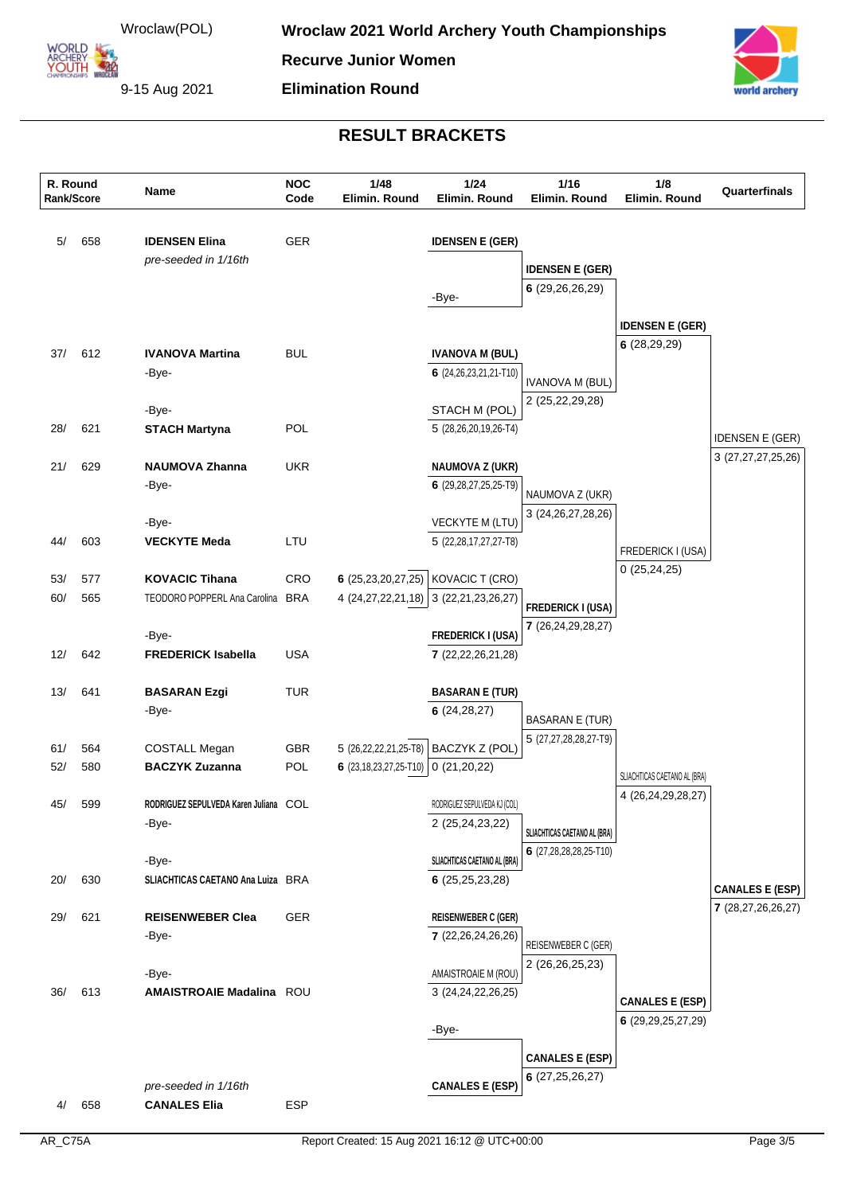# Wroclaw 2021 World Archery Youth Championships

Wroclaw(POL)
9-15 Aug 2021

**Recurve Junior Women**

**Elimination Round**

## RESULT BRACKETS

| R. Round Rank/Score | Name | NOC Code | 1/48 Elimin. Round | 1/24 Elimin. Round | 1/16 Elimin. Round | 1/8 Elimin. Round | Quarterfinals |
|---|---|---|---|---|---|---|---|
| 5/ 658 | **IDENSEN Elina** | GER | | **IDENSEN E (GER)** | | | |
| | *pre-seeded in 1/16th* | | | | **IDENSEN E (GER)** | | |
| | | | | | **6** (29,26,26,29) | | |
| | | | | -Bye- | | | |
| | | | | | | **IDENSEN E (GER)** | |
| | | | | | | **6** (28,29,29) | |
| 37/ 612 | **IVANOVA Martina** | BUL | | **IVANOVA M (BUL)** | | | |
| | -Bye- | | | **6** (24,26,23,21,21-T10) | IVANOVA M (BUL) | | |
| | | | | | 2 (25,22,29,28) | | |
| | -Bye- | | | STACH M (POL) | | | |
| 28/ 621 | **STACH Martyna** | POL | | 5 (28,26,20,19,26-T4) | | | IDENSEN E (GER) |
| | | | | | | | 3 (27,27,27,25,26) |
| 21/ 629 | **NAUMOVA Zhanna** | UKR | | **NAUMOVA Z (UKR)** | | | |
| | -Bye- | | | **6** (29,28,27,25,25-T9) | NAUMOVA Z (UKR) | | |
| | | | | | 3 (24,26,27,28,26) | | |
| | -Bye- | | | VECKYTE M (LTU) | | | |
| 44/ 603 | **VECKYTE Meda** | LTU | | 5 (22,28,17,27,27-T8) | | FREDERICK I (USA) | |
| | | | | | | 0 (25,24,25) | |
| 53/ 577 | **KOVACIC Tihana** | CRO | **6** (25,23,20,27,25) | KOVACIC T (CRO) | | | |
| 60/ 565 | TEODORO POPPERL Ana Carolina | BRA | 4 (24,27,22,21,18) | 3 (22,21,23,26,27) | **FREDERICK I (USA)** | | |
| | | | | | **7** (26,24,29,28,27) | | |
| | -Bye- | | | **FREDERICK I (USA)** | | | |
| 12/ 642 | **FREDERICK Isabella** | USA | | **7** (22,22,26,21,28) | | | |
| 13/ 641 | **BASARAN Ezgi** | TUR | | **BASARAN E (TUR)** | | | |
| | -Bye- | | | **6** (24,28,27) | BASARAN E (TUR) | | |
| | | | | | 5 (27,27,28,28,27-T9) | | |
| 61/ 564 | COSTALL Megan | GBR | 5 (26,22,22,21,25-T8) | BACZYK Z (POL) | | | |
| 52/ 580 | **BACZYK Zuzanna** | POL | **6** (23,18,23,27,25-T10) | 0 (21,20,22) | | SLIACHTICAS CAETANO AL (BRA) | |
| | | | | | | 4 (26,24,29,28,27) | |
| 45/ 599 | **RODRIGUEZ SEPULVEDA Karen Juliana** | COL | | RODRIGUEZ SEPULVEDA KJ (COL) | | | |
| | -Bye- | | | 2 (25,24,23,22) | **SLIACHTICAS CAETANO AL (BRA)** | | |
| | | | | | **6** (27,28,28,28,25-T10) | | |
| | -Bye- | | | **SLIACHTICAS CAETANO AL (BRA)** | | | |
| 20/ 630 | **SLIACHTICAS CAETANO Ana Luiza** | BRA | | **6** (25,25,23,28) | | | **CANALES E (ESP)** |
| | | | | | | | **7** (28,27,26,26,27) |
| 29/ 621 | **REISENWEBER Clea** | GER | | **REISENWEBER C (GER)** | | | |
| | -Bye- | | | **7** (22,26,24,26,26) | REISENWEBER C (GER) | | |
| | | | | | 2 (26,26,25,23) | | |
| | -Bye- | | | AMAISTROAIE M (ROU) | | | |
| 36/ 613 | **AMAISTROAIE Madalina** | ROU | | 3 (24,24,22,26,25) | | **CANALES E (ESP)** | |
| | | | | | | **6** (29,29,25,27,29) | |
| | | | | -Bye- | | | |
| | | | | | **CANALES E (ESP)** | | |
| | | | | | **6** (27,25,26,27) | | |
| | *pre-seeded in 1/16th* | | | **CANALES E (ESP)** | | | |
| 4/ 658 | **CANALES Elia** | ESP | | | | | |

AR_C75A    Report Created: 15 Aug 2021 16:12 @ UTC+00:00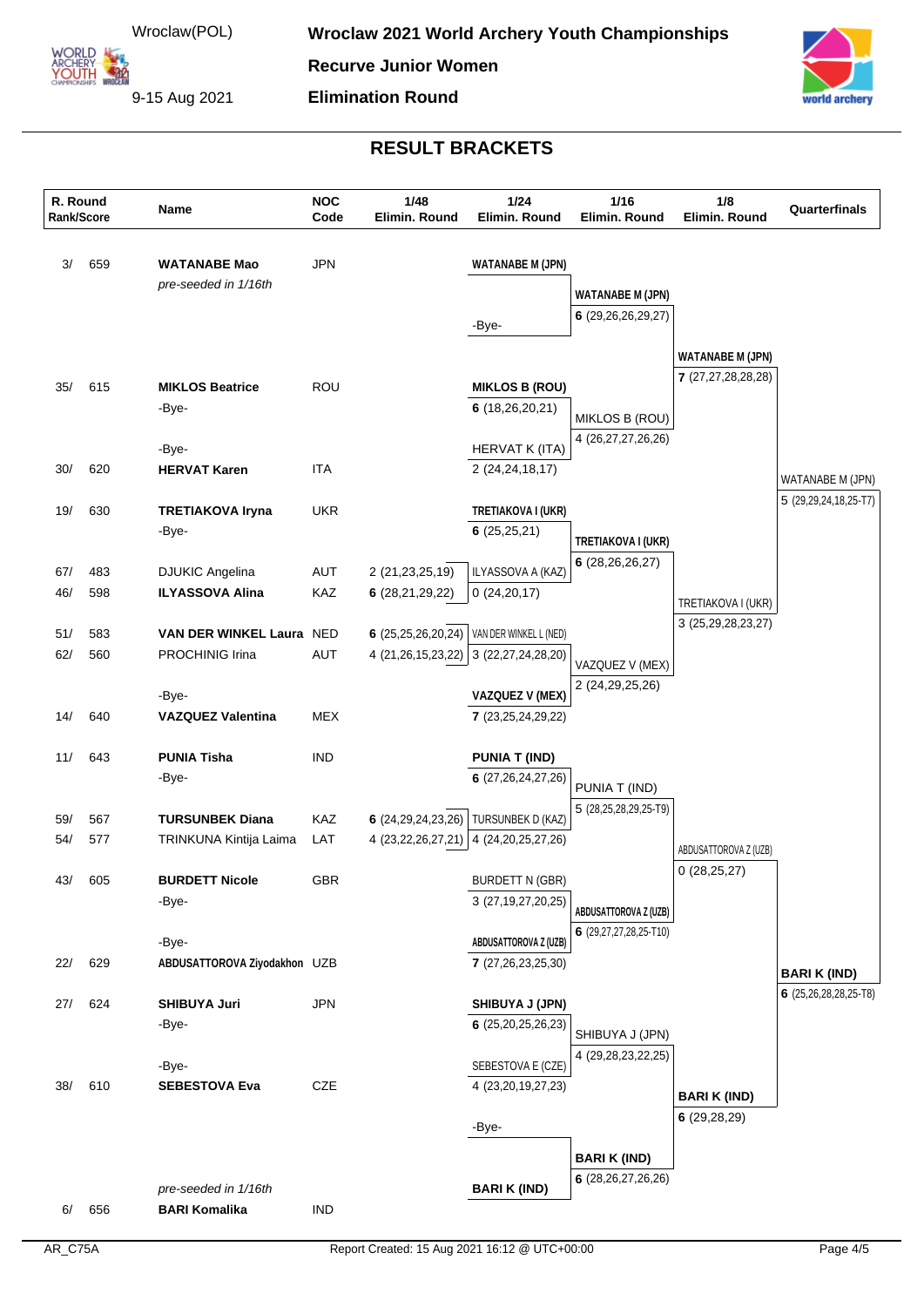Wroclaw(POL)

9-15 Aug 2021

**Wroclaw 2021 World Archery Youth Championships**

**Recurve Junior Women**

**Elimination Round**

## RESULT BRACKETS

| R. Round Rank/Score | Name | NOC Code | 1/48 Elimin. Round | 1/24 Elimin. Round | 1/16 Elimin. Round | 1/8 Elimin. Round | Quarterfinals |
|---|---|---|---|---|---|---|---|
| 3/ 659 | **WATANABE Mao** *pre-seeded in 1/16th* | JPN | | **WATANABE M (JPN)** | **WATANABE M (JPN)** **6** (29,26,26,29,27) | **WATANABE M (JPN)** **7** (27,27,28,28,28) | WATANABE M (JPN) 5 (29,29,24,18,25-T7) |
| | | | | -Bye- | | | |
| 35/ 615 | **MIKLOS Beatrice** | ROU | | **MIKLOS B (ROU)** **6** (18,26,20,21) | MIKLOS B (ROU) 4 (26,27,27,26,26) | | |
| | -Bye- | | | | | | |
| | -Bye- | | | HERVAT K (ITA) 2 (24,24,18,17) | | | |
| 30/ 620 | **HERVAT Karen** | ITA | | | | | |
| 19/ 630 | **TRETIAKOVA Iryna** | UKR | | **TRETIAKOVA I (UKR)** **6** (25,25,21) | **TRETIAKOVA I (UKR)** **6** (28,26,26,27) | TRETIAKOVA I (UKR) 3 (25,29,28,23,27) | |
| | -Bye- | | | | | | |
| 67/ 483 | DJUKIC Angelina | AUT | 2 (21,23,25,19) | ILYASSOVA A (KAZ) 0 (24,20,17) | | | |
| 46/ 598 | **ILYASSOVA Alina** | KAZ | **6** (28,21,29,22) | | | | |
| 51/ 583 | **VAN DER WINKEL Laura** | NED | **6** (25,25,26,20,24) | VAN DER WINKEL L (NED) 3 (22,27,24,28,20) | VAZQUEZ V (MEX) 2 (24,29,25,26) | | |
| 62/ 560 | PROCHINIG Irina | AUT | 4 (21,26,15,23,22) | | | | |
| | -Bye- | | | **VAZQUEZ V (MEX)** **7** (23,25,24,29,22) | | | |
| 14/ 640 | **VAZQUEZ Valentina** | MEX | | | | | |
| 11/ 643 | **PUNIA Tisha** | IND | | **PUNIA T (IND)** **6** (27,26,24,27,26) | PUNIA T (IND) 5 (28,25,28,29,25-T9) | ABDUSATTOROVA Z (UZB) 0 (28,25,27) | **BARI K (IND)** **6** (25,26,28,28,25-T8) |
| | -Bye- | | | | | | |
| 59/ 567 | **TURSUNBEK Diana** | KAZ | **6** (24,29,24,23,26) | TURSUNBEK D (KAZ) 4 (24,20,25,27,26) | | | |
| 54/ 577 | TRINKUNA Kintija Laima | LAT | 4 (23,22,26,27,21) | | | | |
| 43/ 605 | **BURDETT Nicole** | GBR | | BURDETT N (GBR) 3 (27,19,27,20,25) | **ABDUSATTOROVA Z (UZB)** **6** (29,27,27,28,25-T10) | | |
| | -Bye- | | | | | | |
| | -Bye- | | | **ABDUSATTOROVA Z (UZB)** **7** (27,26,23,25,30) | | | |
| 22/ 629 | **ABDUSATTOROVA Ziyodakhon** | UZB | | | | | |
| 27/ 624 | **SHIBUYA Juri** | JPN | | **SHIBUYA J (JPN)** **6** (25,20,25,26,23) | SHIBUYA J (JPN) 4 (29,28,23,22,25) | **BARI K (IND)** **6** (29,28,29) | |
| | -Bye- | | | | | | |
| | -Bye- | | | SEBESTOVA E (CZE) 4 (23,20,19,27,23) | | | |
| 38/ 610 | **SEBESTOVA Eva** | CZE | | | | | |
| | | | | -Bye- | **BARI K (IND)** **6** (28,26,27,26,26) | | |
| 6/ 656 | **BARI Komalika** *pre-seeded in 1/16th* | IND | | **BARI K (IND)** | | | |

AR_C75A

Report Created: 15 Aug 2021 16:12 @ UTC+00:00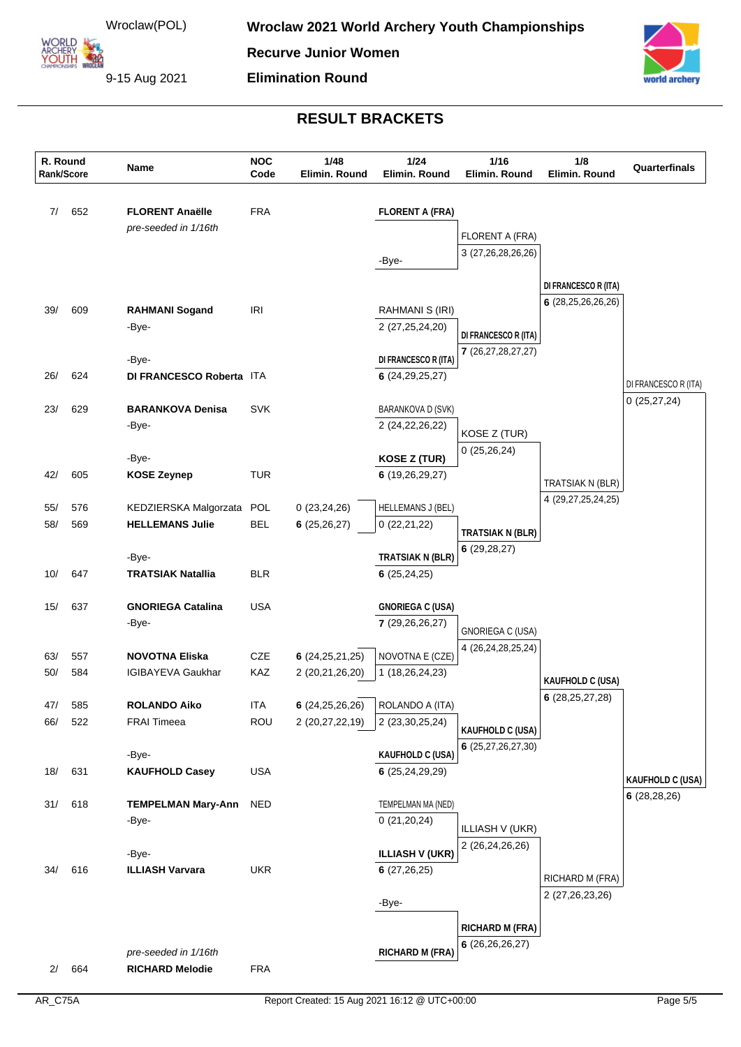# Wroclaw 2021 World Archery Youth Championships

Wroclaw(POL)

9-15 Aug 2021

**Recurve Junior Women**

**Elimination Round**

## RESULT BRACKETS

| R. Round Rank/Score | Name | NOC Code | 1/48 Elimin. Round | 1/24 Elimin. Round | 1/16 Elimin. Round | 1/8 Elimin. Round | Quarterfinals |
|---|---|---|---|---|---|---|---|
| 7/ 652 | **FLORENT Anaëlle** *pre-seeded in 1/16th* | FRA | | **FLORENT A (FRA)** | FLORENT A (FRA) 3 (27,26,28,26,26) | **DI FRANCESCO R (ITA)** 6 (28,25,26,26,26) | DI FRANCESCO R (ITA) 0 (25,27,24) |
| | | | | -Bye- | | | |
| 39/ 609 | **RAHMANI Sogand** -Bye- | IRI | | RAHMANI S (IRI) 2 (27,25,24,20) | **DI FRANCESCO R (ITA)** 7 (26,27,28,27,27) | | |
| 26/ 624 | -Bye- **DI FRANCESCO Roberta** | ITA | | **DI FRANCESCO R (ITA)** 6 (24,29,25,27) | | | |
| 23/ 629 | **BARANKOVA Denisa** -Bye- | SVK | | BARANKOVA D (SVK) 2 (24,22,26,22) | KOSE Z (TUR) 0 (25,26,24) | TRATSIAK N (BLR) 4 (29,27,25,24,25) | |
| 42/ 605 | -Bye- **KOSE Zeynep** | TUR | | **KOSE Z (TUR)** 6 (19,26,29,27) | | | |
| 55/ 576 | KEDZIERSKA Malgorzata | POL | 0 (23,24,26) | HELLEMANS J (BEL) 0 (22,21,22) | **TRATSIAK N (BLR)** 6 (29,28,27) | | |
| 58/ 569 | **HELLEMANS Julie** | BEL | **6** (25,26,27) | | | | |
| 10/ 647 | -Bye- **TRATSIAK Natallia** | BLR | | **TRATSIAK N (BLR)** 6 (25,24,25) | | | |
| 15/ 637 | **GNORIEGA Catalina** -Bye- | USA | | **GNORIEGA C (USA)** 7 (29,26,26,27) | GNORIEGA C (USA) 4 (26,24,28,25,24) | **KAUFHOLD C (USA)** 6 (28,25,27,28) | **KAUFHOLD C (USA)** 6 (28,28,26) |
| 63/ 557 | **NOVOTNA Eliska** | CZE | **6** (24,25,21,25) | NOVOTNA E (CZE) 1 (18,26,24,23) | | | |
| 50/ 584 | IGIBAYEVA Gaukhar | KAZ | 2 (20,21,26,20) | | | | |
| 47/ 585 | **ROLANDO Aiko** | ITA | **6** (24,25,26,26) | ROLANDO A (ITA) 2 (23,30,25,24) | **KAUFHOLD C (USA)** 6 (25,27,26,27,30) | | |
| 66/ 522 | FRAI Timeea | ROU | 2 (20,27,22,19) | | | | |
| 18/ 631 | -Bye- **KAUFHOLD Casey** | USA | | **KAUFHOLD C (USA)** 6 (25,24,29,29) | | | |
| 31/ 618 | **TEMPELMAN Mary-Ann** -Bye- | NED | | TEMPELMAN MA (NED) 0 (21,20,24) | ILLIASH V (UKR) 2 (26,24,26,26) | RICHARD M (FRA) 2 (27,26,23,26) | |
| 34/ 616 | -Bye- **ILLIASH Varvara** | UKR | | **ILLIASH V (UKR)** 6 (27,26,25) | | | |
| | | | | -Bye- | **RICHARD M (FRA)** 6 (26,26,26,27) | | |
| 2/ 664 | *pre-seeded in 1/16th* **RICHARD Melodie** | FRA | | **RICHARD M (FRA)** | | | |

AR_C75A

Report Created: 15 Aug 2021 16:12 @ UTC+00:00